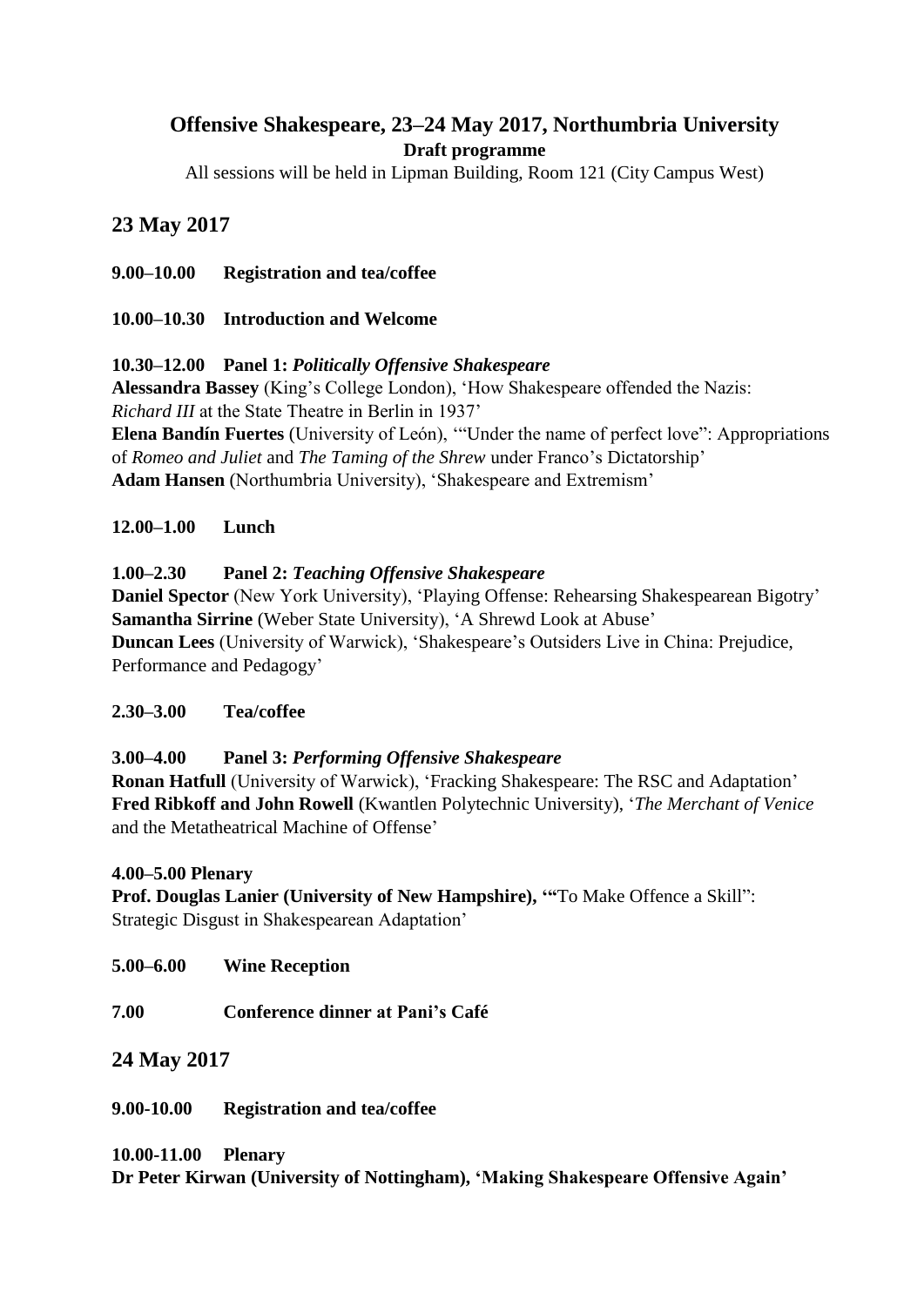# Offensive Shakespeare, 23–24 May 2017, Northumbria University

**Draft programme**

All sessions will be held in Lipman Building, Room 121 (City Campus West)

## 23 May 2017

**9.00–10.00 Registration and tea/coffee**

**10.00–10.30 Introduction and Welcome**

**10.30–12.00 Panel 1: *Politically Offensive Shakespeare***

**Alessandra Bassey** (King's College London), 'How Shakespeare offended the Nazis: *Richard III* at the State Theatre in Berlin in 1937'

**Elena Bandín Fuertes** (University of León), '"Under the name of perfect love": Appropriations of *Romeo and Juliet* and *The Taming of the Shrew* under Franco's Dictatorship'

**Adam Hansen** (Northumbria University), 'Shakespeare and Extremism'

**12.00–1.00 Lunch**

**1.00–2.30 Panel 2: *Teaching Offensive Shakespeare***

**Daniel Spector** (New York University), 'Playing Offense: Rehearsing Shakespearean Bigotry'

**Samantha Sirrine** (Weber State University), 'A Shrewd Look at Abuse'

**Duncan Lees** (University of Warwick), 'Shakespeare's Outsiders Live in China: Prejudice, Performance and Pedagogy'

**2.30–3.00 Tea/coffee**

**3.00–4.00 Panel 3: *Performing Offensive Shakespeare***

**Ronan Hatfull** (University of Warwick), 'Fracking Shakespeare: The RSC and Adaptation'

**Fred Ribkoff and John Rowell** (Kwantlen Polytechnic University), '*The Merchant of Venice* and the Metatheatrical Machine of Offense'

**4.00–5.00 Plenary**

**Prof. Douglas Lanier (University of New Hampshire), '"**To Make Offence a Skill": Strategic Disgust in Shakespearean Adaptation'

**5.00–6.00 Wine Reception**

**7.00 Conference dinner at Pani's Café**

## 24 May 2017

**9.00-10.00 Registration and tea/coffee**

**10.00-11.00 Plenary**

**Dr Peter Kirwan (University of Nottingham), 'Making Shakespeare Offensive Again'**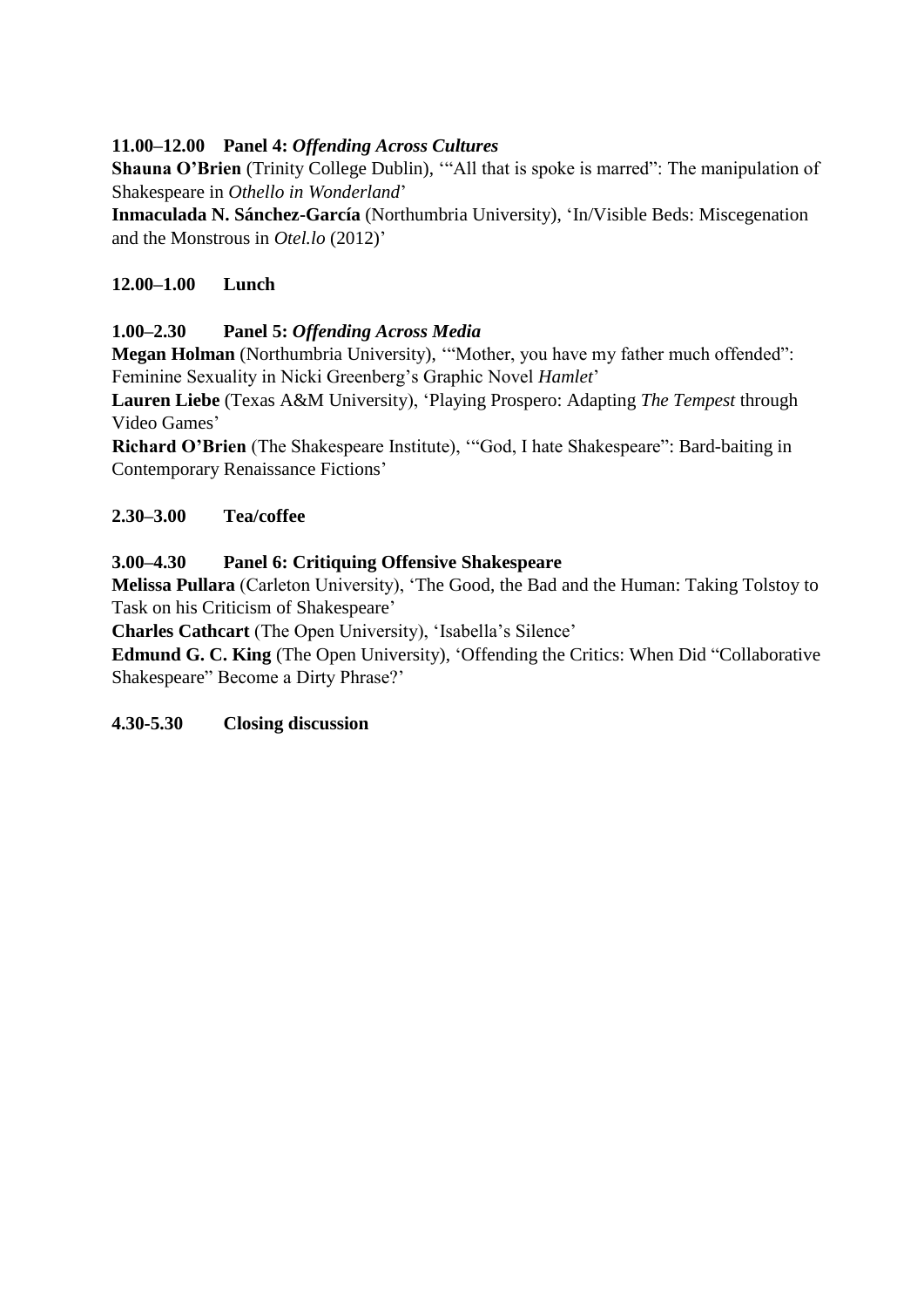**11.00–12.00 Panel 4: *Offending Across Cultures***

**Shauna O'Brien** (Trinity College Dublin), '"All that is spoke is marred": The manipulation of Shakespeare in *Othello in Wonderland*'

**Inmaculada N. Sánchez-García** (Northumbria University), 'In/Visible Beds: Miscegenation and the Monstrous in *Otel.lo* (2012)'

**12.00–1.00 Lunch**

**1.00–2.30 Panel 5: *Offending Across Media***

**Megan Holman** (Northumbria University), '"Mother, you have my father much offended": Feminine Sexuality in Nicki Greenberg's Graphic Novel *Hamlet*'

**Lauren Liebe** (Texas A&M University), 'Playing Prospero: Adapting *The Tempest* through Video Games'

**Richard O'Brien** (The Shakespeare Institute), '"God, I hate Shakespeare": Bard-baiting in Contemporary Renaissance Fictions'

**2.30–3.00 Tea/coffee**

**3.00–4.30 Panel 6: Critiquing Offensive Shakespeare**

**Melissa Pullara** (Carleton University), 'The Good, the Bad and the Human: Taking Tolstoy to Task on his Criticism of Shakespeare'

**Charles Cathcart** (The Open University), 'Isabella's Silence'

**Edmund G. C. King** (The Open University), 'Offending the Critics: When Did "Collaborative Shakespeare" Become a Dirty Phrase?'

**4.30-5.30 Closing discussion**